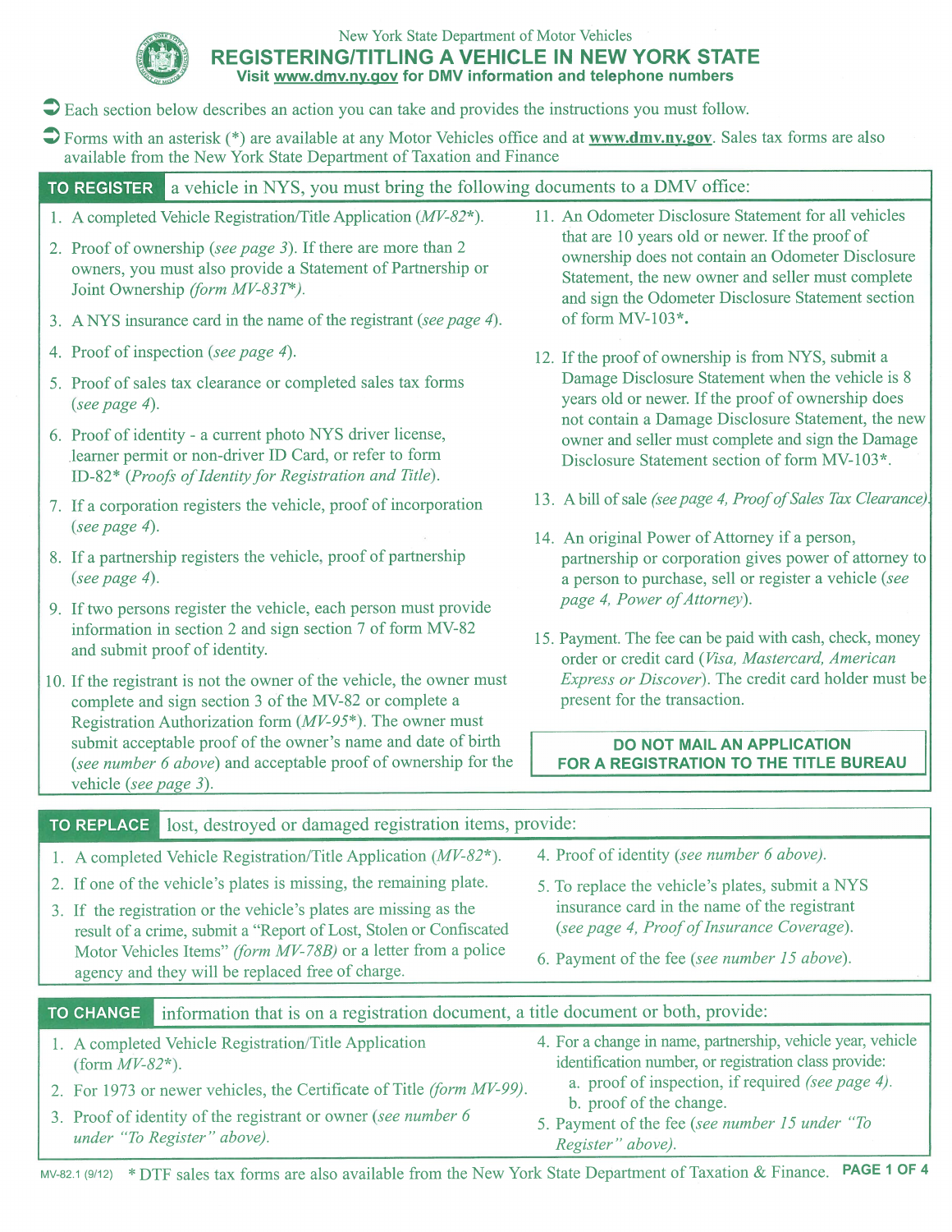New York State Department of Motor Vehicles

# REGISTERING/TITLING A VEHICLE IN NEW YORK STATE

**Visit www.dmv.ny.gov for DMV information and telephone numbers**

- Each section below describes an action you can take and provides the instructions you must follow.
- Forms with an asterisk (*) are available at any Motor Vehicles office and at **www.dmv.ny.gov**. Sales tax forms are also available from the New York State Department of Taxation and Finance

## TO REGISTER a vehicle in NYS, you must bring the following documents to a DMV office:

1. A completed Vehicle Registration/Title Application (*MV-82**).
2. Proof of ownership (*see page 3*). If there are more than 2 owners, you must also provide a Statement of Partnership or Joint Ownership *(form MV-83T*)*.
3. A NYS insurance card in the name of the registrant (*see page 4*).
4. Proof of inspection (*see page 4*).
5. Proof of sales tax clearance or completed sales tax forms (*see page 4*).
6. Proof of identity - a current photo NYS driver license, learner permit or non-driver ID Card, or refer to form ID-82* (*Proofs of Identity for Registration and Title*).
7. If a corporation registers the vehicle, proof of incorporation (*see page 4*).
8. If a partnership registers the vehicle, proof of partnership (*see page 4*).
9. If two persons register the vehicle, each person must provide information in section 2 and sign section 7 of form MV-82 and submit proof of identity.
10. If the registrant is not the owner of the vehicle, the owner must complete and sign section 3 of the MV-82 or complete a Registration Authorization form (*MV-95**). The owner must submit acceptable proof of the owner's name and date of birth (*see number 6 above*) and acceptable proof of ownership for the vehicle (*see page 3*).
11. An Odometer Disclosure Statement for all vehicles that are 10 years old or newer. If the proof of ownership does not contain an Odometer Disclosure Statement, the new owner and seller must complete and sign the Odometer Disclosure Statement section of form MV-103***.**
12. If the proof of ownership is from NYS, submit a Damage Disclosure Statement when the vehicle is 8 years old or newer. If the proof of ownership does not contain a Damage Disclosure Statement, the new owner and seller must complete and sign the Damage Disclosure Statement section of form MV-103*.
13. A bill of sale *(see page 4, Proof of Sales Tax Clearance)*.
14. An original Power of Attorney if a person, partnership or corporation gives power of attorney to a person to purchase, sell or register a vehicle (*see page 4, Power of Attorney*).
15. Payment. The fee can be paid with cash, check, money order or credit card (*Visa, Mastercard, American Express or Discover*). The credit card holder must be present for the transaction.

**DO NOT MAIL AN APPLICATION FOR A REGISTRATION TO THE TITLE BUREAU**

## TO REPLACE lost, destroyed or damaged registration items, provide:

1. A completed Vehicle Registration/Title Application (*MV-82**).
2. If one of the vehicle's plates is missing, the remaining plate.
3. If the registration or the vehicle's plates are missing as the result of a crime, submit a "Report of Lost, Stolen or Confiscated Motor Vehicles Items" *(form MV-78B)* or a letter from a police agency and they will be replaced free of charge.
4. Proof of identity (*see number 6 above).*
5. To replace the vehicle's plates, submit a NYS insurance card in the name of the registrant (*see page 4, Proof of Insurance Coverage*).
6. Payment of the fee (*see number 15 above*).

## TO CHANGE information that is on a registration document, a title document or both, provide:

1. A completed Vehicle Registration/Title Application (form *MV-82**).
2. For 1973 or newer vehicles, the Certificate of Title *(form MV-99)*.
3. Proof of identity of the registrant or owner (*see number 6 under "To Register" above).*
4. For a change in name, partnership, vehicle year, vehicle identification number, or registration class provide:
   a. proof of inspection, if required *(see page 4)*.
   b. proof of the change.
5. Payment of the fee (*see number 15 under "To Register" above).*

MV-82.1 (9/12) * DTF sales tax forms are also available from the New York State Department of Taxation & Finance.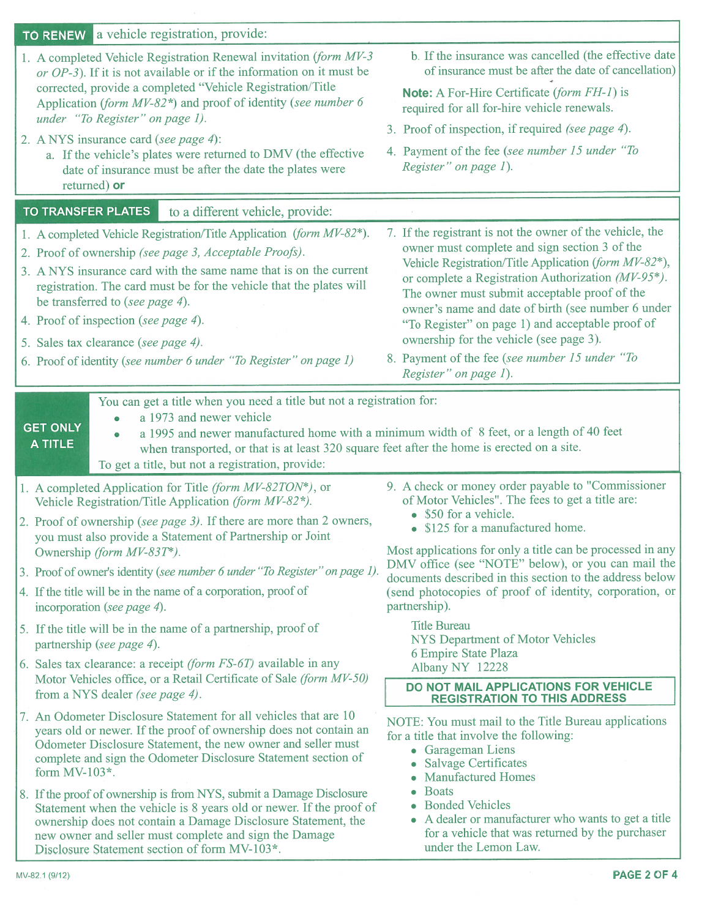## TO RENEW a vehicle registration, provide:

1. A completed Vehicle Registration Renewal invitation *(form MV-3 or OP-3)*. If it is not available or if the information on it must be corrected, provide a completed "Vehicle Registration/Title Application *(form MV-82*)* and proof of identity *(see number 6 under "To Register" on page 1)*.
2. A NYS insurance card *(see page 4)*:
   a. If the vehicle's plates were returned to DMV (the effective date of insurance must be after the date the plates were returned) **or**
   b. If the insurance was cancelled (the effective date of insurance must be after the date of cancellation)

**Note:** A For-Hire Certificate *(form FH-1)* is required for all for-hire vehicle renewals.

3. Proof of inspection, if required *(see page 4)*.
4. Payment of the fee *(see number 15 under "To Register" on page 1)*.

## TO TRANSFER PLATES to a different vehicle, provide:

1. A completed Vehicle Registration/Title Application *(form MV-82*)*.
2. Proof of ownership *(see page 3, Acceptable Proofs)*.
3. A NYS insurance card with the same name that is on the current registration. The card must be for the vehicle that the plates will be transferred to *(see page 4)*.
4. Proof of inspection *(see page 4)*.
5. Sales tax clearance *(see page 4)*.
6. Proof of identity *(see number 6 under "To Register" on page 1)*
7. If the registrant is not the owner of the vehicle, the owner must complete and sign section 3 of the Vehicle Registration/Title Application *(form MV-82*)*, or complete a Registration Authorization *(MV-95*)*. The owner must submit acceptable proof of the owner's name and date of birth (see number 6 under "To Register" on page 1) and acceptable proof of ownership for the vehicle (see page 3).
8. Payment of the fee *(see number 15 under "To Register" on page 1)*.

## GET ONLY A TITLE

You can get a title when you need a title but not a registration for:

- a 1973 and newer vehicle
- a 1995 and newer manufactured home with a minimum width of 8 feet, or a length of 40 feet when transported, or that is at least 320 square feet after the home is erected on a site.

To get a title, but not a registration, provide:

1. A completed Application for Title *(form MV-82TON*)*, or Vehicle Registration/Title Application *(form MV-82*)*.
2. Proof of ownership *(see page 3)*. If there are more than 2 owners, you must also provide a Statement of Partnership or Joint Ownership *(form MV-83T*)*.
3. Proof of owner's identity *(see number 6 under "To Register" on page 1)*.
4. If the title will be in the name of a corporation, proof of incorporation *(see page 4)*.
5. If the title will be in the name of a partnership, proof of partnership *(see page 4)*.
6. Sales tax clearance: a receipt *(form FS-6T)* available in any Motor Vehicles office, or a Retail Certificate of Sale *(form MV-50)* from a NYS dealer *(see page 4)*.
7. An Odometer Disclosure Statement for all vehicles that are 10 years old or newer. If the proof of ownership does not contain an Odometer Disclosure Statement, the new owner and seller must complete and sign the Odometer Disclosure Statement section of form MV-103*.
8. If the proof of ownership is from NYS, submit a Damage Disclosure Statement when the vehicle is 8 years old or newer. If the proof of ownership does not contain a Damage Disclosure Statement, the new owner and seller must complete and sign the Damage Disclosure Statement section of form MV-103*.
9. A check or money order payable to "Commissioner of Motor Vehicles". The fees to get a title are:
   - $50 for a vehicle.
   - $125 for a manufactured home.

Most applications for only a title can be processed in any DMV office (see "NOTE" below), or you can mail the documents described in this section to the address below (send photocopies of proof of identity, corporation, or partnership).

Title Bureau
NYS Department of Motor Vehicles
6 Empire State Plaza
Albany NY 12228

**DO NOT MAIL APPLICATIONS FOR VEHICLE REGISTRATION TO THIS ADDRESS**

NOTE: You must mail to the Title Bureau applications for a title that involve the following:

- Garageman Liens
- Salvage Certificates
- Manufactured Homes
- Boats
- Bonded Vehicles
- A dealer or manufacturer who wants to get a title for a vehicle that was returned by the purchaser under the Lemon Law.

MV-82.1 (9/12)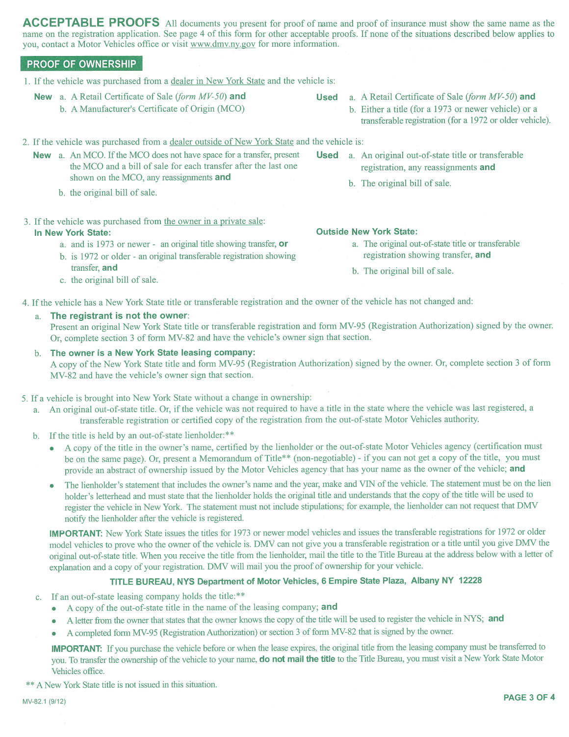## ACCEPTABLE PROOFS

All documents you present for proof of name and proof of insurance must show the same name as the name on the registration application. See page 4 of this form for other acceptable proofs. If none of the situations described below applies to you, contact a Motor Vehicles office or visit www.dmv.ny.gov for more information.

### PROOF OF OWNERSHIP

1. If the vehicle was purchased from a dealer in New York State and the vehicle is:

   **New**
   a. A Retail Certificate of Sale (*form MV-50*) **and**
   b. A Manufacturer's Certificate of Origin (MCO)

   **Used**
   a. A Retail Certificate of Sale (*form MV-50*) **and**
   b. Either a title (for a 1973 or newer vehicle) or a transferable registration (for a 1972 or older vehicle).

2. If the vehicle was purchased from a dealer outside of New York State and the vehicle is:

   **New**
   a. An MCO. If the MCO does not have space for a transfer, present the MCO and a bill of sale for each transfer after the last one shown on the MCO, any reassignments **and**
   b. the original bill of sale.

   **Used**
   a. An original out-of-state title or transferable registration, any reassignments **and**
   b. The original bill of sale.

3. If the vehicle was purchased from the owner in a private sale:

   **In New York State:**
   a. and is 1973 or newer - an original title showing transfer, **or**
   b. is 1972 or older - an original transferable registration showing transfer, **and**
   c. the original bill of sale.

   **Outside New York State:**
   a. The original out-of-state title or transferable registration showing transfer, **and**
   b. The original bill of sale.

4. If the vehicle has a New York State title or transferable registration and the owner of the vehicle has not changed and:

   a. **The registrant is not the owner**:
   Present an original New York State title or transferable registration and form MV-95 (Registration Authorization) signed by the owner. Or, complete section 3 of form MV-82 and have the vehicle's owner sign that section.

   b. **The owner is a New York State leasing company:**
   A copy of the New York State title and form MV-95 (Registration Authorization) signed by the owner. Or, complete section 3 of form MV-82 and have the vehicle's owner sign that section.

5. If a vehicle is brought into New York State without a change in ownership:

   a. An original out-of-state title. Or, if the vehicle was not required to have a title in the state where the vehicle was last registered, a transferable registration or certified copy of the registration from the out-of-state Motor Vehicles authority.

   b. If the title is held by an out-of-state lienholder:**
      - A copy of the title in the owner's name, certified by the lienholder or the out-of-state Motor Vehicles agency (certification must be on the same page). Or, present a Memorandum of Title** (non-negotiable) - if you can not get a copy of the title, you must provide an abstract of ownership issued by the Motor Vehicles agency that has your name as the owner of the vehicle; **and**
      - The lienholder's statement that includes the owner's name and the year, make and VIN of the vehicle. The statement must be on the lien holder's letterhead and must state that the lienholder holds the original title and understands that the copy of the title will be used to register the vehicle in New York. The statement must not include stipulations; for example, the lienholder can not request that DMV notify the lienholder after the vehicle is registered.

   **IMPORTANT:** New York State issues the titles for 1973 or newer model vehicles and issues the transferable registrations for 1972 or older model vehicles to prove who the owner of the vehicle is. DMV can not give you a transferable registration or a title until you give DMV the original out-of-state title. When you receive the title from the lienholder, mail the title to the Title Bureau at the address below with a letter of explanation and a copy of your registration. DMV will mail you the proof of ownership for your vehicle.

   **TITLE BUREAU, NYS Department of Motor Vehicles, 6 Empire State Plaza, Albany NY 12228**

   c. If an out-of-state leasing company holds the title:**
      - A copy of the out-of-state title in the name of the leasing company; **and**
      - A letter from the owner that states that the owner knows the copy of the title will be used to register the vehicle in NYS; **and**
      - A completed form MV-95 (Registration Authorization) or section 3 of form MV-82 that is signed by the owner.

   **IMPORTANT:** If you purchase the vehicle before or when the lease expires, the original title from the leasing company must be transferred to you. To transfer the ownership of the vehicle to your name, **do not mail the title** to the Title Bureau, you must visit a New York State Motor Vehicles office.

** A New York State title is not issued in this situation.

MV-82.1 (9/12)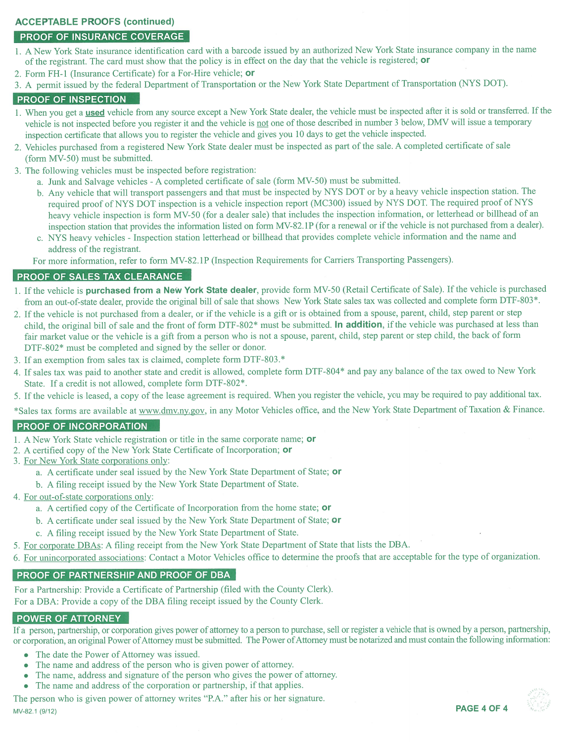## ACCEPTABLE PROOFS (continued)

### PROOF OF INSURANCE COVERAGE

1. A New York State insurance identification card with a barcode issued by an authorized New York State insurance company in the name of the registrant. The card must show that the policy is in effect on the day that the vehicle is registered; **or**
2. Form FH-1 (Insurance Certificate) for a For-Hire vehicle; **or**
3. A permit issued by the federal Department of Transportation or the New York State Department of Transportation (NYS DOT).

### PROOF OF INSPECTION

1. When you get a **used** vehicle from any source except a New York State dealer, the vehicle must be inspected after it is sold or transferred. If the vehicle is not inspected before you register it and the vehicle is not one of those described in number 3 below, DMV will issue a temporary inspection certificate that allows you to register the vehicle and gives you 10 days to get the vehicle inspected.
2. Vehicles purchased from a registered New York State dealer must be inspected as part of the sale. A completed certificate of sale (form MV-50) must be submitted.
3. The following vehicles must be inspected before registration:
   a. Junk and Salvage vehicles - A completed certificate of sale (form MV-50) must be submitted.
   b. Any vehicle that will transport passengers and that must be inspected by NYS DOT or by a heavy vehicle inspection station. The required proof of NYS DOT inspection is a vehicle inspection report (MC300) issued by NYS DOT. The required proof of NYS heavy vehicle inspection is form MV-50 (for a dealer sale) that includes the inspection information, or letterhead or billhead of an inspection station that provides the information listed on form MV-82.1P (for a renewal or if the vehicle is not purchased from a dealer).
   c. NYS heavy vehicles - Inspection station letterhead or billhead that provides complete vehicle information and the name and address of the registrant.

   For more information, refer to form MV-82.1P (Inspection Requirements for Carriers Transporting Passengers).

### PROOF OF SALES TAX CLEARANCE

1. If the vehicle is **purchased from a New York State dealer**, provide form MV-50 (Retail Certificate of Sale). If the vehicle is purchased from an out-of-state dealer, provide the original bill of sale that shows New York State sales tax was collected and complete form DTF-803*.
2. If the vehicle is not purchased from a dealer, or if the vehicle is a gift or is obtained from a spouse, parent, child, step parent or step child, the original bill of sale and the front of form DTF-802* must be submitted. **In addition**, if the vehicle was purchased at less than fair market value or the vehicle is a gift from a person who is not a spouse, parent, child, step parent or step child, the back of form DTF-802* must be completed and signed by the seller or donor.
3. If an exemption from sales tax is claimed, complete form DTF-803.*
4. If sales tax was paid to another state and credit is allowed, complete form DTF-804* and pay any balance of the tax owed to New York State. If a credit is not allowed, complete form DTF-802*.
5. If the vehicle is leased, a copy of the lease agreement is required. When you register the vehicle, you may be required to pay additional tax.

*Sales tax forms are available at www.dmv.ny.gov, in any Motor Vehicles office, and the New York State Department of Taxation & Finance.

### PROOF OF INCORPORATION

1. A New York State vehicle registration or title in the same corporate name; **or**
2. A certified copy of the New York State Certificate of Incorporation; **or**
3. For New York State corporations only:
   a. A certificate under seal issued by the New York State Department of State; **or**
   b. A filing receipt issued by the New York State Department of State.
4. For out-of-state corporations only:
   a. A certified copy of the Certificate of Incorporation from the home state; **or**
   b. A certificate under seal issued by the New York State Department of State; **or**
   c. A filing receipt issued by the New York State Department of State.
5. For corporate DBAs: A filing receipt from the New York State Department of State that lists the DBA.
6. For unincorporated associations: Contact a Motor Vehicles office to determine the proofs that are acceptable for the type of organization.

### PROOF OF PARTNERSHIP AND PROOF OF DBA

For a Partnership: Provide a Certificate of Partnership (filed with the County Clerk).
For a DBA: Provide a copy of the DBA filing receipt issued by the County Clerk.

### POWER OF ATTORNEY

If a person, partnership, or corporation gives power of attorney to a person to purchase, sell or register a vehicle that is owned by a person, partnership, or corporation, an original Power of Attorney must be submitted. The Power of Attorney must be notarized and must contain the following information:

- The date the Power of Attorney was issued.
- The name and address of the person who is given power of attorney.
- The name, address and signature of the person who gives the power of attorney.
- The name and address of the corporation or partnership, if that applies.

The person who is given power of attorney writes "P.A." after his or her signature.

MV-82.1 (9/12)